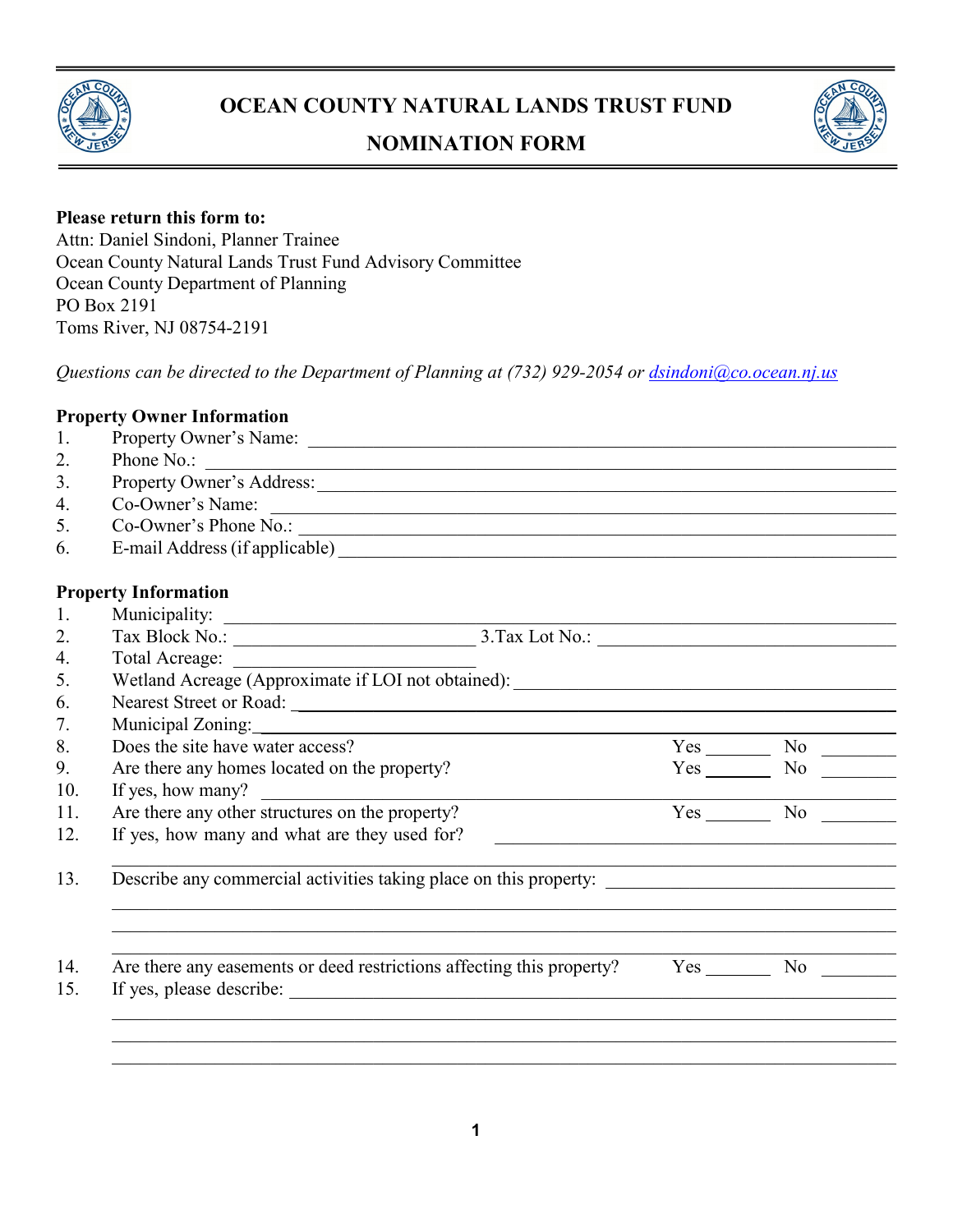# OCEAN COUNTY NATURAL LANDS TRUST FUND

## NOMINATION FORM

**Please return this form to:**
Attn: Daniel Sindoni, Planner Trainee
Ocean County Natural Lands Trust Fund Advisory Committee
Ocean County Department of Planning
PO Box 2191
Toms River, NJ 08754-2191

*Questions can be directed to the Department of Planning at (732) 929-2054 or dsindoni@co.ocean.nj.us*

**Property Owner Information**

1. Property Owner's Name: ______________________________
2. Phone No.: ______________________________
3. Property Owner's Address: ______________________________
4. Co-Owner's Name: ______________________________
5. Co-Owner's Phone No.: ______________________________
6. E-mail Address (if applicable) ______________________________

**Property Information**

1. Municipality: ______________________________
2. Tax Block No.: ______________ 3.Tax Lot No.: ______________
4. Total Acreage: ______________
5. Wetland Acreage (Approximate if LOI not obtained): ______________
6. Nearest Street or Road: ______________________________
7. Municipal Zoning: ______________________________
8. Does the site have water access? Yes _______ No _______
9. Are there any homes located on the property? Yes _______ No _______
10. If yes, how many? ______________________________
11. Are there any other structures on the property? Yes _______ No _______
12. If yes, how many and what are they used for? ______________________________

    ______________________________
13. Describe any commercial activities taking place on this property: ______________________________

    ______________________________

    ______________________________

    ______________________________
14. Are there any easements or deed restrictions affecting this property? Yes _______ No _______
15. If yes, please describe: ______________________________

    ______________________________

    ______________________________

    ______________________________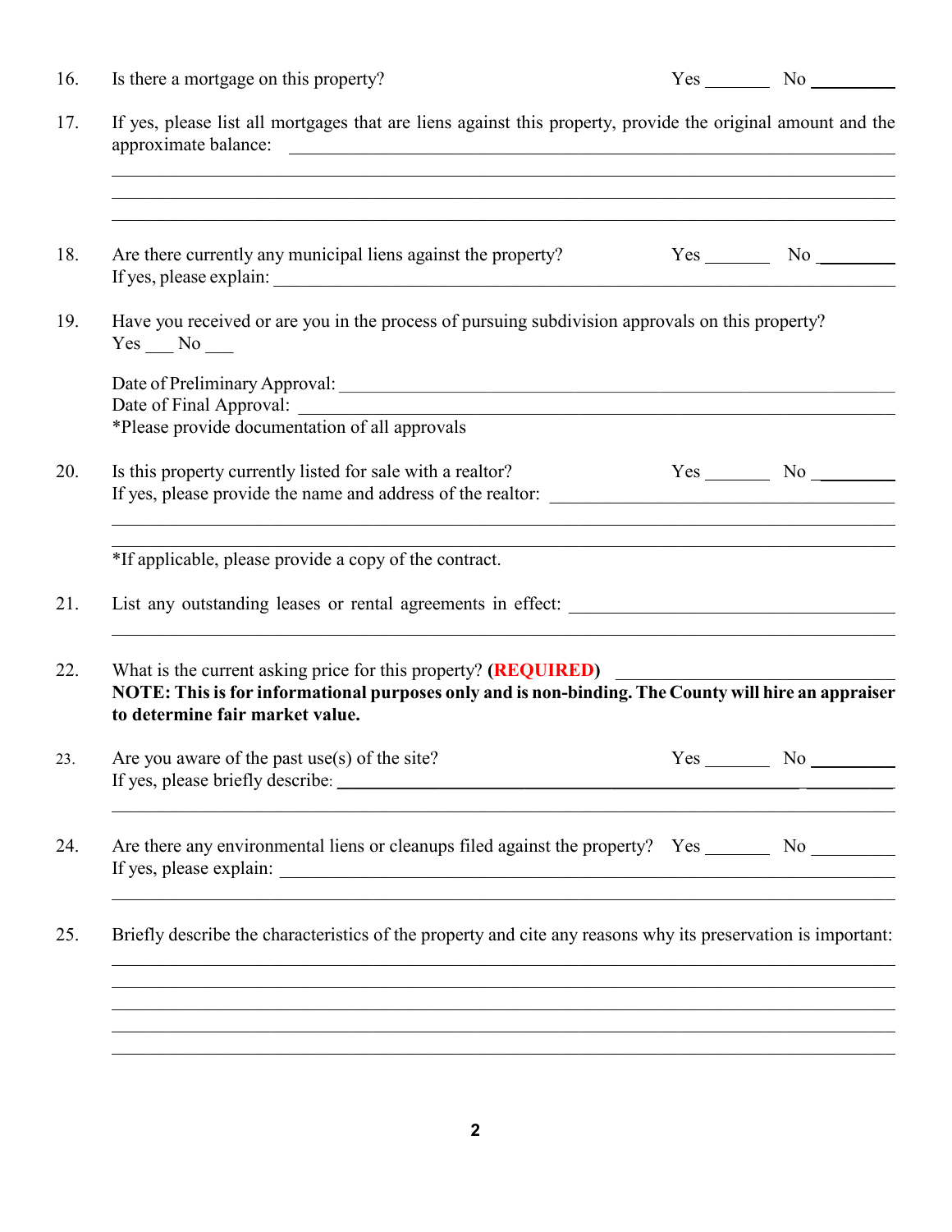16. Is there a mortgage on this property? Yes _______ No _________

17. If yes, please list all mortgages that are liens against this property, provide the original amount and the approximate balance: ________________________________________________________________

________________________________________________________________

________________________________________________________________

________________________________________________________________

18. Are there currently any municipal liens against the property? Yes _______ No _________
If yes, please explain: ________________________________________________________________

19. Have you received or are you in the process of pursuing subdivision approvals on this property?
Yes ___ No ___

Date of Preliminary Approval: ________________________________________________________________
Date of Final Approval: ________________________________________________________________
*Please provide documentation of all approvals

20. Is this property currently listed for sale with a realtor? Yes _______ No _________
If yes, please provide the name and address of the realtor: ________________________________________

________________________________________________________________

________________________________________________________________

*If applicable, please provide a copy of the contract.

21. List any outstanding leases or rental agreements in effect: ________________________________________

________________________________________________________________

22. What is the current asking price for this property? **(REQUIRED)** ________________________________
**NOTE: This is for informational purposes only and is non-binding. The County will hire an appraiser to determine fair market value.**

23. Are you aware of the past use(s) of the site? Yes _______ No _________
If yes, please briefly describe: ________________________________________________________________

________________________________________________________________

24. Are there any environmental liens or cleanups filed against the property? Yes _______ No _________
If yes, please explain: ________________________________________________________________

________________________________________________________________

25. Briefly describe the characteristics of the property and cite any reasons why its preservation is important:

________________________________________________________________

________________________________________________________________

________________________________________________________________

________________________________________________________________

________________________________________________________________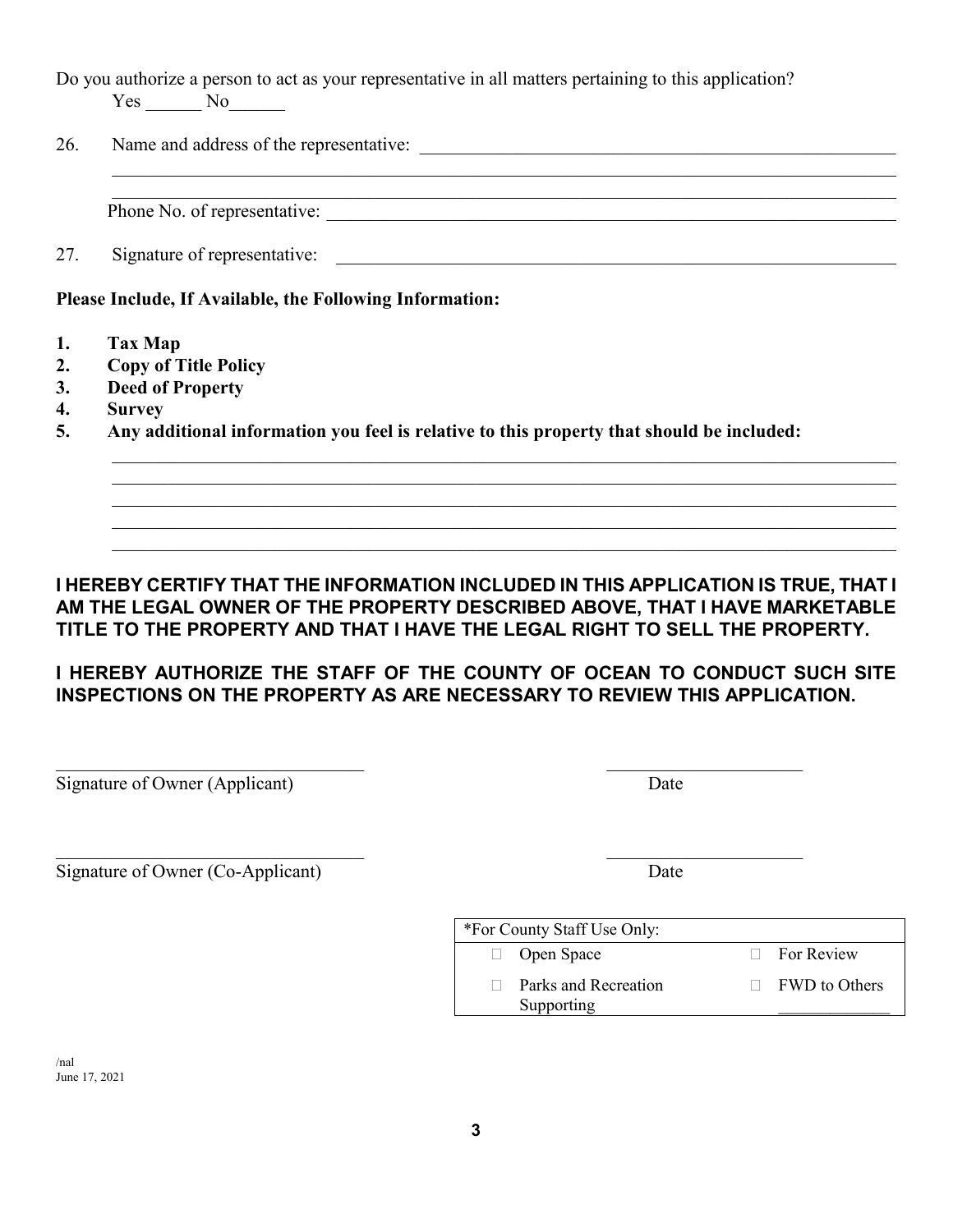Do you authorize a person to act as your representative in all matters pertaining to this application?

Yes ______ No______

26. Name and address of the representative: ________________________________________________________

________________________________________________________________________________________________

________________________________________________________________________________________________

Phone No. of representative: ________________________________________________________________

27. Signature of representative: ________________________________________________________________

**Please Include, If Available, the Following Information:**

1. **Tax Map**
2. **Copy of Title Policy**
3. **Deed of Property**
4. **Survey**
5. **Any additional information you feel is relative to this property that should be included:**

________________________________________________________________________________________________

________________________________________________________________________________________________

________________________________________________________________________________________________

________________________________________________________________________________________________

________________________________________________________________________________________________

**I HEREBY CERTIFY THAT THE INFORMATION INCLUDED IN THIS APPLICATION IS TRUE, THAT I AM THE LEGAL OWNER OF THE PROPERTY DESCRIBED ABOVE, THAT I HAVE MARKETABLE TITLE TO THE PROPERTY AND THAT I HAVE THE LEGAL RIGHT TO SELL THE PROPERTY.**

**I HEREBY AUTHORIZE THE STAFF OF THE COUNTY OF OCEAN TO CONDUCT SUCH SITE INSPECTIONS ON THE PROPERTY AS ARE NECESSARY TO REVIEW THIS APPLICATION.**

_________________________________ _____________________

Signature of Owner (Applicant) Date

_________________________________ _____________________

Signature of Owner (Co-Applicant) Date

| *For County Staff Use Only: | |
|---|---|
| ☐ Open Space | ☐ For Review |
| ☐ Parks and Recreation Supporting | ☐ FWD to Others ______________ |

/nal
June 17, 2021